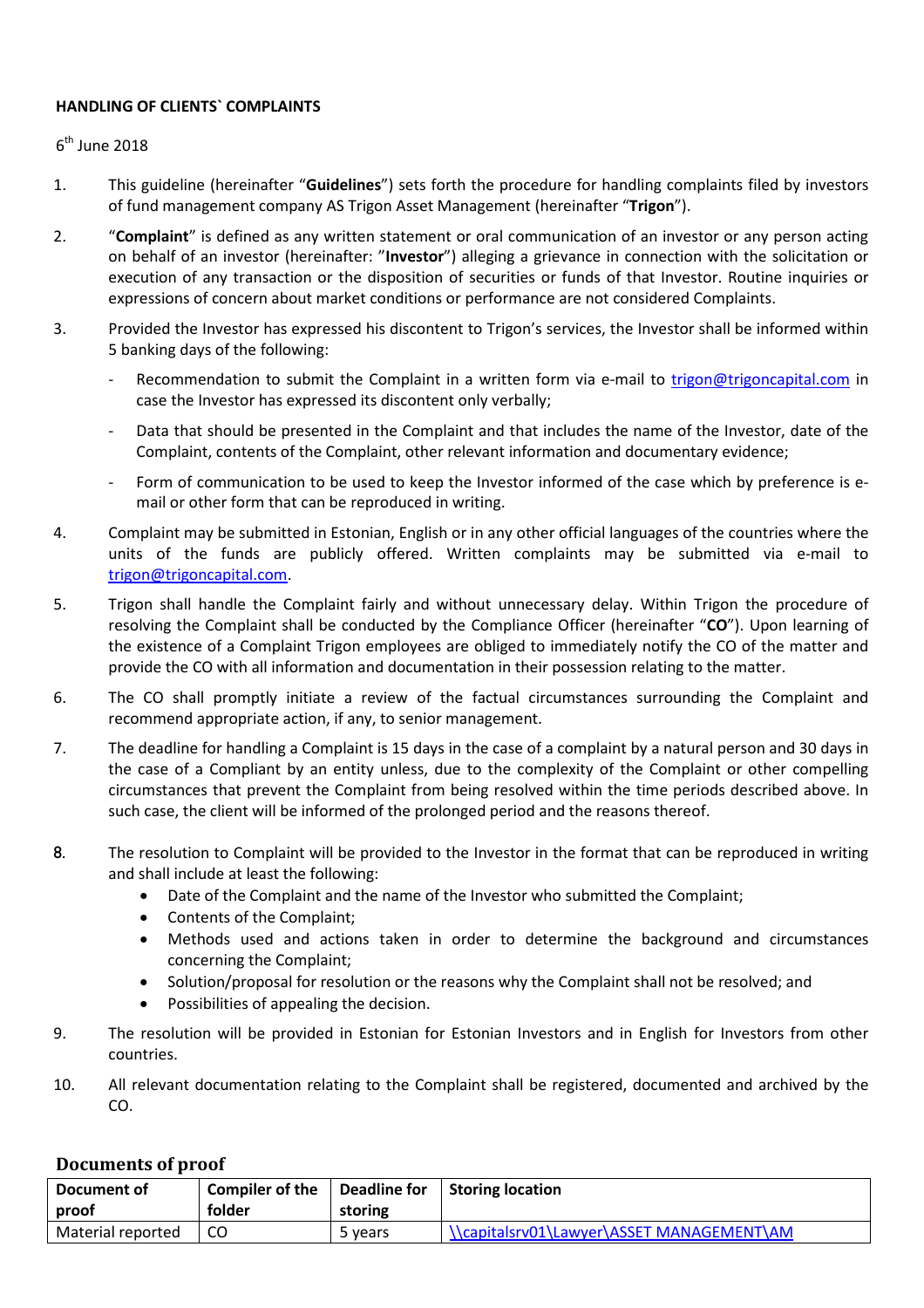**HANDLING OF CLIENTS` COMPLAINTS**

6th June 2018

1. This guideline (hereinafter "**Guidelines**") sets forth the procedure for handling complaints filed by investors of fund management company AS Trigon Asset Management (hereinafter "**Trigon**").

2. "**Complaint**" is defined as any written statement or oral communication of an investor or any person acting on behalf of an investor (hereinafter: "**Investor**") alleging a grievance in connection with the solicitation or execution of any transaction or the disposition of securities or funds of that Investor. Routine inquiries or expressions of concern about market conditions or performance are not considered Complaints.

3. Provided the Investor has expressed his discontent to Trigon's services, the Investor shall be informed within 5 banking days of the following:
   - Recommendation to submit the Complaint in a written form via e-mail to trigon@trigoncapital.com in case the Investor has expressed its discontent only verbally;
   - Data that should be presented in the Complaint and that includes the name of the Investor, date of the Complaint, contents of the Complaint, other relevant information and documentary evidence;
   - Form of communication to be used to keep the Investor informed of the case which by preference is e-mail or other form that can be reproduced in writing.

4. Complaint may be submitted in Estonian, English or in any other official languages of the countries where the units of the funds are publicly offered. Written complaints may be submitted via e-mail to trigon@trigoncapital.com.

5. Trigon shall handle the Complaint fairly and without unnecessary delay. Within Trigon the procedure of resolving the Complaint shall be conducted by the Compliance Officer (hereinafter "**CO**"). Upon learning of the existence of a Complaint Trigon employees are obliged to immediately notify the CO of the matter and provide the CO with all information and documentation in their possession relating to the matter.

6. The CO shall promptly initiate a review of the factual circumstances surrounding the Complaint and recommend appropriate action, if any, to senior management.

7. The deadline for handling a Complaint is 15 days in the case of a complaint by a natural person and 30 days in the case of a Compliant by an entity unless, due to the complexity of the Complaint or other compelling circumstances that prevent the Complaint from being resolved within the time periods described above. In such case, the client will be informed of the prolonged period and the reasons thereof.

8. The resolution to Complaint will be provided to the Investor in the format that can be reproduced in writing and shall include at least the following:
   - Date of the Complaint and the name of the Investor who submitted the Complaint;
   - Contents of the Complaint;
   - Methods used and actions taken in order to determine the background and circumstances concerning the Complaint;
   - Solution/proposal for resolution or the reasons why the Complaint shall not be resolved; and
   - Possibilities of appealing the decision.

9. The resolution will be provided in Estonian for Estonian Investors and in English for Investors from other countries.

10. All relevant documentation relating to the Complaint shall be registered, documented and archived by the CO.

## Documents of proof

| Document of proof | Compiler of the folder | Deadline for storing | Storing location |
|---|---|---|---|
| Material reported | CO | 5 years | \\capitalsrv01\Lawyer\ASSET MANAGEMENT\AM |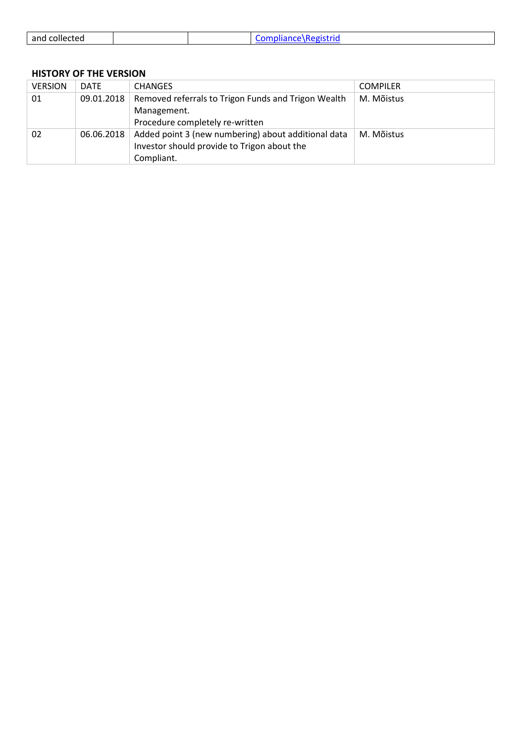| | | | |
|---|---|---|---|
| and collected | | | [Compliance\Registrid]() |

**HISTORY OF THE VERSION**

| VERSION | DATE | CHANGES | COMPILER |
|---|---|---|---|
| 01 | 09.01.2018 | Removed referrals to Trigon Funds and Trigon Wealth Management.<br>Procedure completely re-written | M. Mõistus |
| 02 | 06.06.2018 | Added point 3 (new numbering) about additional data Investor should provide to Trigon about the Compliant. | M. Mõistus |